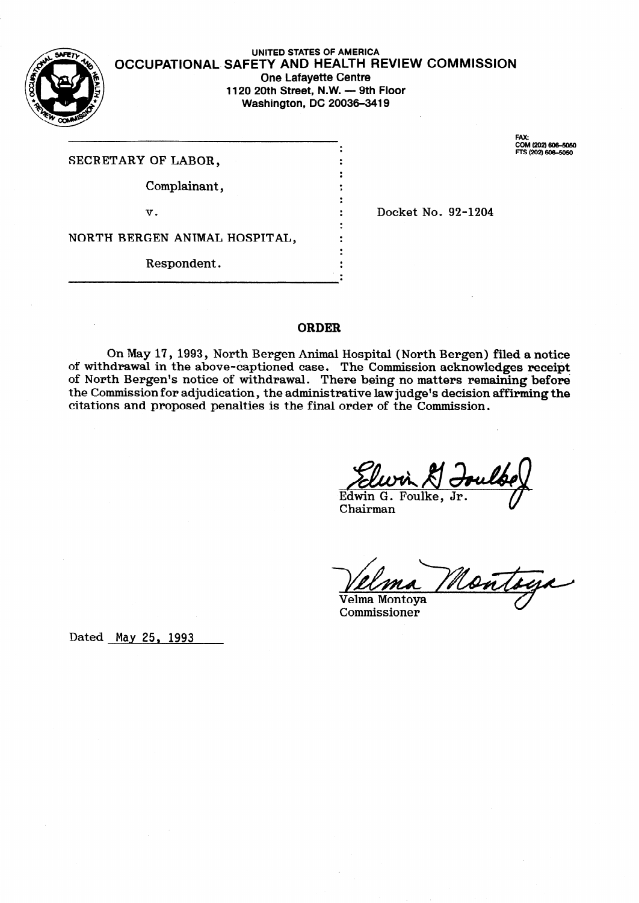UNITED STATES OF AMERICA
**OCCUPATIONAL SAFETY AND HEALTH REVIEW COMMISSION**
One Lafayette Centre
1120 20th Street, N.W. — 9th Floor
Washington, DC 20036-3419

FAX:
COM (202) 606-5050
FTS (202) 606-5050

SECRETARY OF LABOR,

Complainant,

v.

NORTH BERGEN ANIMAL HOSPITAL,

Respondent.

Docket No. 92-1204

## ORDER

On May 17, 1993, North Bergen Animal Hospital (North Bergen) filed a notice of withdrawal in the above-captioned case. The Commission acknowledges receipt of North Bergen's notice of withdrawal. There being no matters remaining before the Commission for adjudication, the administrative law judge's decision affirming the citations and proposed penalties is the final order of the Commission.

Edwin G. Foulke, Jr.
Chairman

Velma Montoya
Commissioner

Dated May 25, 1993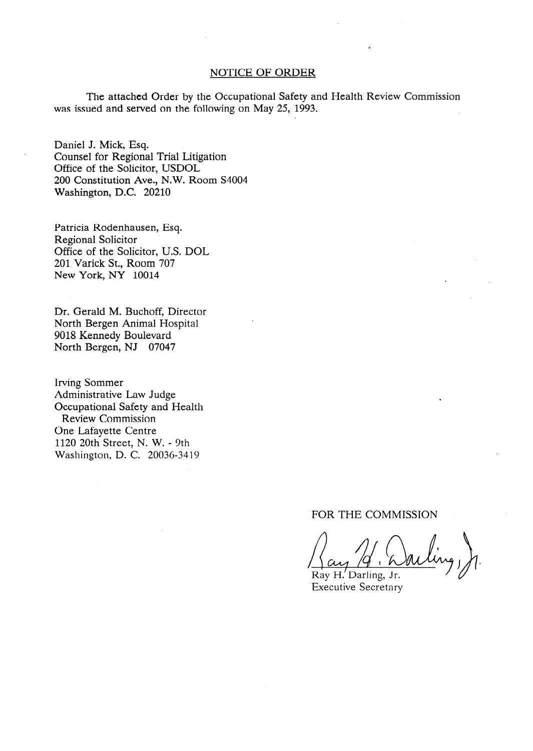## NOTICE OF ORDER

The attached Order by the Occupational Safety and Health Review Commission was issued and served on the following on May 25, 1993.

Daniel J. Mick, Esq.
Counsel for Regional Trial Litigation
Office of the Solicitor, USDOL
200 Constitution Ave., N.W. Room S4004
Washington, D.C. 20210

Patricia Rodenhausen, Esq.
Regional Solicitor
Office of the Solicitor, U.S. DOL
201 Varick St., Room 707
New York, NY 10014

Dr. Gerald M. Buchoff, Director
North Bergen Animal Hospital
9018 Kennedy Boulevard
North Bergen, NJ 07047

Irving Sommer
Administrative Law Judge
Occupational Safety and Health
Review Commission
One Lafayette Centre
1120 20th Street, N. W. - 9th
Washington, D. C. 20036-3419

FOR THE COMMISSION

Ray H. Darling, Jr.
Executive Secretary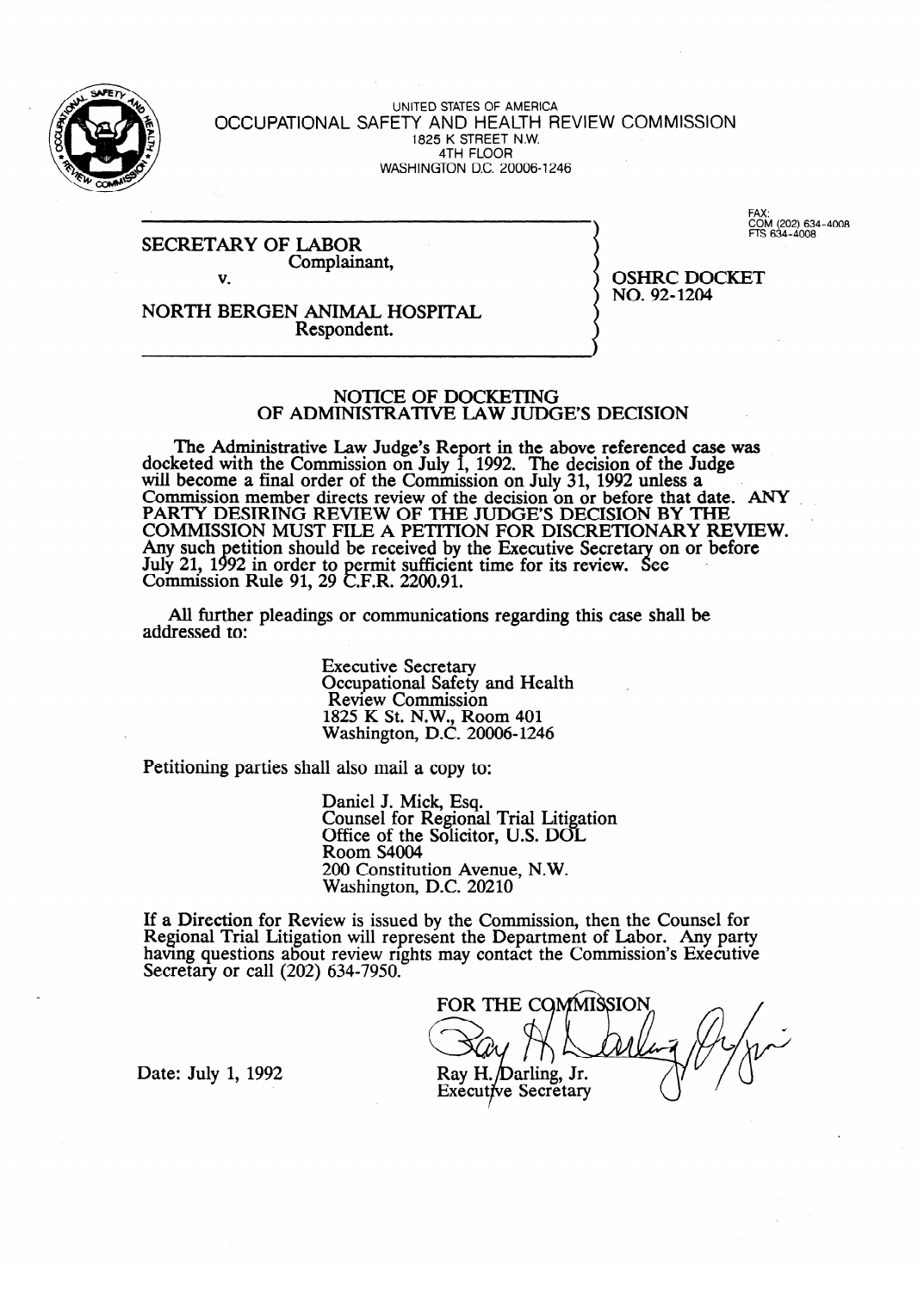UNITED STATES OF AMERICA

OCCUPATIONAL SAFETY AND HEALTH REVIEW COMMISSION

1825 K STREET N.W.

4TH FLOOR

WASHINGTON D.C. 20006-1246

FAX:
COM (202) 634-4008
FTS 634-4008

| | | |
|---|---|---|
| SECRETARY OF LABOR<br>Complainant,<br>v.<br>NORTH BERGEN ANIMAL HOSPITAL<br>Respondent. | | OSHRC DOCKET<br>NO. 92-1204 |

## NOTICE OF DOCKETING OF ADMINISTRATIVE LAW JUDGE'S DECISION

The Administrative Law Judge's Report in the above referenced case was docketed with the Commission on July 1, 1992. The decision of the Judge will become a final order of the Commission on July 31, 1992 unless a Commission member directs review of the decision on or before that date. ANY PARTY DESIRING REVIEW OF THE JUDGE'S DECISION BY THE COMMISSION MUST FILE A PETITION FOR DISCRETIONARY REVIEW. Any such petition should be received by the Executive Secretary on or before July 21, 1992 in order to permit sufficient time for its review. See Commission Rule 91, 29 C.F.R. 2200.91.

All further pleadings or communications regarding this case shall be addressed to:

Executive Secretary
Occupational Safety and Health
Review Commission
1825 K St. N.W., Room 401
Washington, D.C. 20006-1246

Petitioning parties shall also mail a copy to:

Daniel J. Mick, Esq.
Counsel for Regional Trial Litigation
Office of the Solicitor, U.S. DOL
Room S4004
200 Constitution Avenue, N.W.
Washington, D.C. 20210

If a Direction for Review is issued by the Commission, then the Counsel for Regional Trial Litigation will represent the Department of Labor. Any party having questions about review rights may contact the Commission's Executive Secretary or call (202) 634-7950.

FOR THE COMMISSION

Ray H. Darling, Jr.
Executive Secretary

Date: July 1, 1992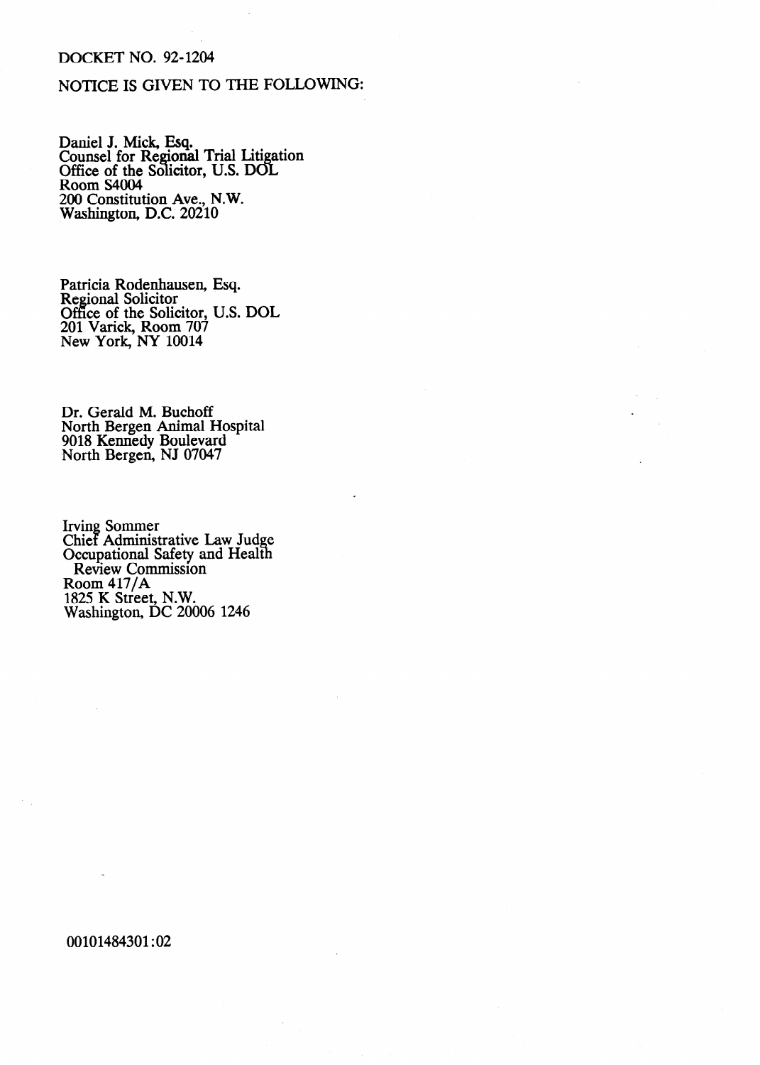DOCKET NO. 92-1204

NOTICE IS GIVEN TO THE FOLLOWING:

Daniel J. Mick, Esq.
Counsel for Regional Trial Litigation
Office of the Solicitor, U.S. DOL
Room S4004
200 Constitution Ave., N.W.
Washington, D.C. 20210

Patricia Rodenhausen, Esq.
Regional Solicitor
Office of the Solicitor, U.S. DOL
201 Varick, Room 707
New York, NY 10014

Dr. Gerald M. Buchoff
North Bergen Animal Hospital
9018 Kennedy Boulevard
North Bergen, NJ 07047

Irving Sommer
Chief Administrative Law Judge
Occupational Safety and Health
Review Commission
Room 417/A
1825 K Street, N.W.
Washington, DC 20006 1246

00101484301:02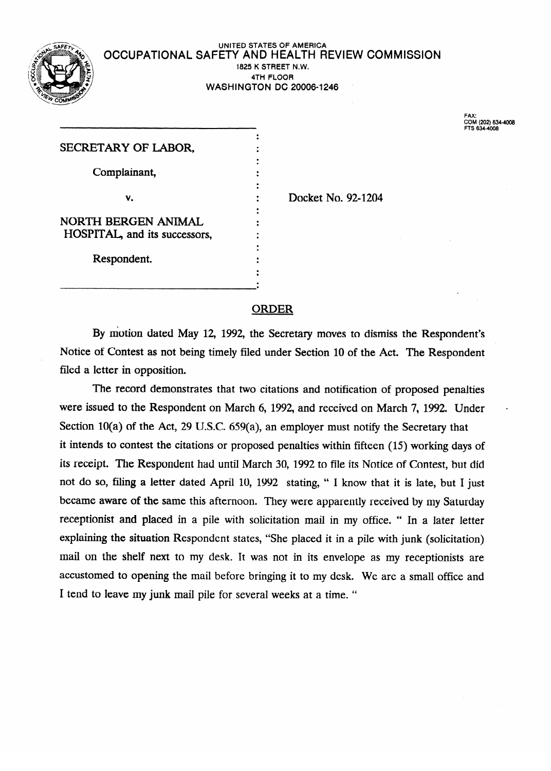UNITED STATES OF AMERICA

**OCCUPATIONAL SAFETY AND HEALTH REVIEW COMMISSION**

1825 K STREET N.W.
4TH FLOOR
WASHINGTON DC 20006-1246

FAX:
COM (202) 634-4008
FTS 634-4008

SECRETARY OF LABOR,

Complainant,

v.

NORTH BERGEN ANIMAL HOSPITAL, and its successors,

Respondent.

Docket No. 92-1204

## ORDER

By motion dated May 12, 1992, the Secretary moves to dismiss the Respondent's Notice of Contest as not being timely filed under Section 10 of the Act. The Respondent filed a letter in opposition.

The record demonstrates that two citations and notification of proposed penalties were issued to the Respondent on March 6, 1992, and received on March 7, 1992. Under Section 10(a) of the Act, 29 U.S.C. 659(a), an employer must notify the Secretary that it intends to contest the citations or proposed penalties within fifteen (15) working days of its receipt. The Respondent had until March 30, 1992 to file its Notice of Contest, but did not do so, filing a letter dated April 10, 1992 stating, " I know that it is late, but I just became aware of the same this afternoon. They were apparently received by my Saturday receptionist and placed in a pile with solicitation mail in my office. " In a later letter explaining the situation Respondent states, "She placed it in a pile with junk (solicitation) mail on the shelf next to my desk. It was not in its envelope as my receptionists are accustomed to opening the mail before bringing it to my desk. We are a small office and I tend to leave my junk mail pile for several weeks at a time. "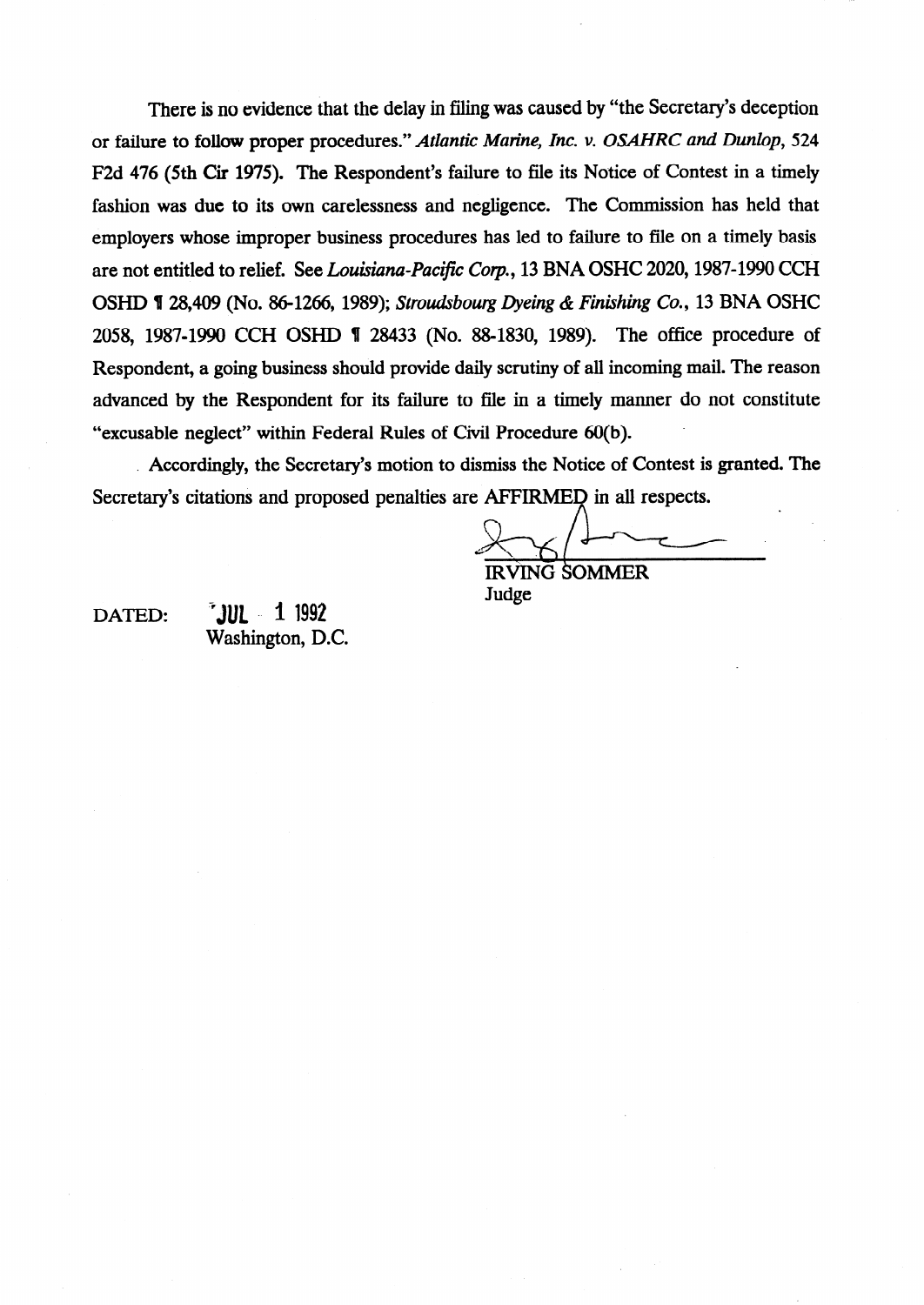There is no evidence that the delay in filing was caused by "the Secretary's deception or failure to follow proper procedures." *Atlantic Marine, Inc. v. OSAHRC and Dunlop*, 524 F2d 476 (5th Cir 1975). The Respondent's failure to file its Notice of Contest in a timely fashion was due to its own carelessness and negligence. The Commission has held that employers whose improper business procedures has led to failure to file on a timely basis are not entitled to relief. See *Louisiana-Pacific Corp.*, 13 BNA OSHC 2020, 1987-1990 CCH OSHD ¶ 28,409 (No. 86-1266, 1989); *Stroudsbourg Dyeing & Finishing Co.*, 13 BNA OSHC 2058, 1987-1990 CCH OSHD ¶ 28433 (No. 88-1830, 1989). The office procedure of Respondent, a going business should provide daily scrutiny of all incoming mail. The reason advanced by the Respondent for its failure to file in a timely manner do not constitute "excusable neglect" within Federal Rules of Civil Procedure 60(b).

Accordingly, the Secretary's motion to dismiss the Notice of Contest is granted. The Secretary's citations and proposed penalties are AFFIRMED in all respects.

IRVING SOMMER
Judge

DATED: JUL 1 1992
Washington, D.C.